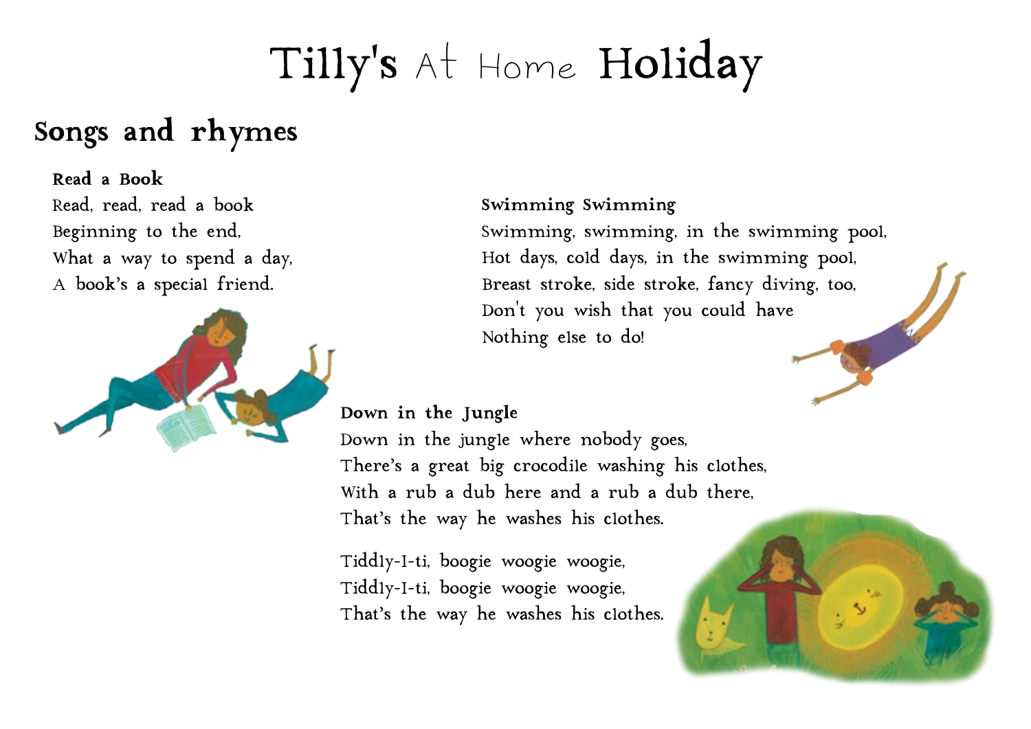# Tilly's At Home Holiday

## Songs and rhymes

**Read a Book**

Read, read, read a book
Beginning to the end,
What a way to spend a day,
A book's a special friend.

**Swimming Swimming**

Swimming, swimming, in the swimming pool,
Hot days, cold days, in the swimming pool,
Breast stroke, side stroke, fancy diving, too,
Don't you wish that you could have
Nothing else to do!

**Down in the Jungle**

Down in the jungle where nobody goes,
There's a great big crocodile washing his clothes,
With a rub a dub here and a rub a dub there,
That's the way he washes his clothes.

Tiddly-I-ti, boogie woogie woogie,
Tiddly-I-ti, boogie woogie woogie,
That's the way he washes his clothes.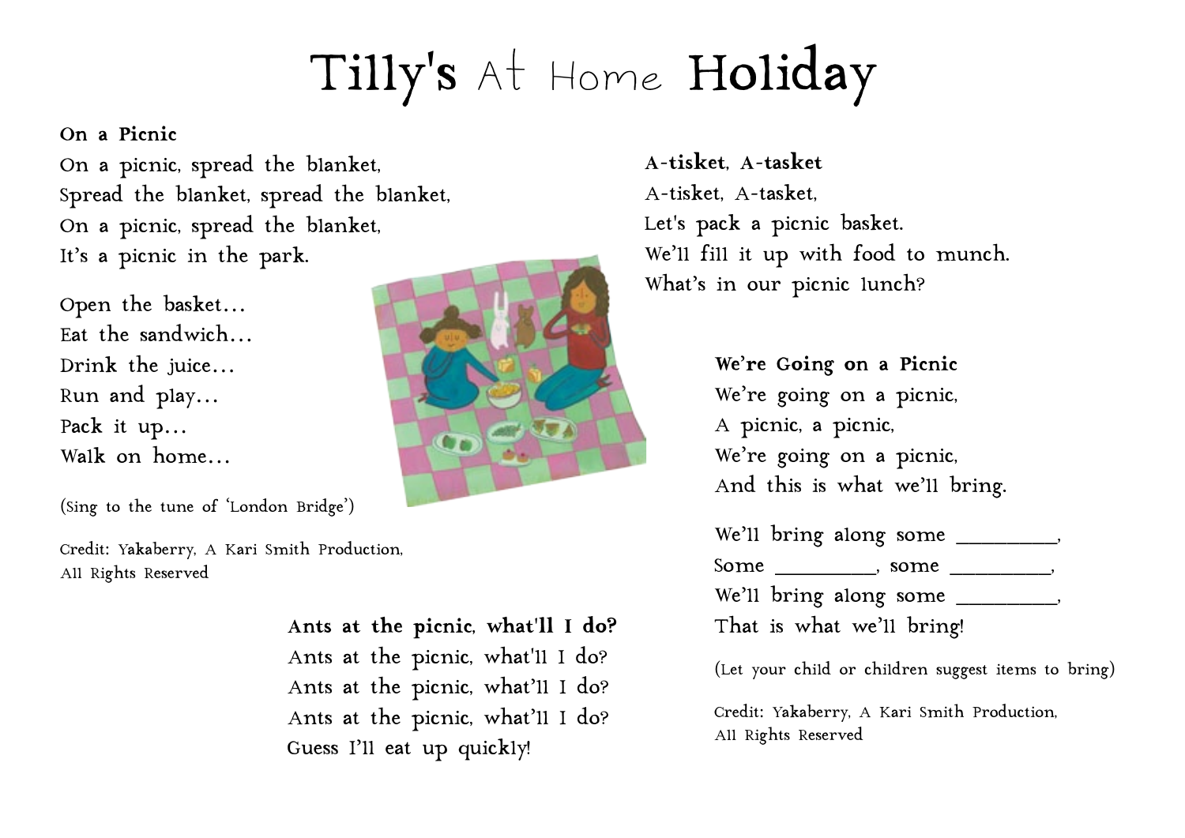# Tilly's At Home Holiday

**On a Picnic**

On a picnic, spread the blanket,
Spread the blanket, spread the blanket,
On a picnic, spread the blanket,
It's a picnic in the park.

Open the basket…
Eat the sandwich…
Drink the juice…
Run and play…
Pack it up…
Walk on home…

(Sing to the tune of 'London Bridge')

Credit: Yakaberry, A Kari Smith Production, All Rights Reserved

**A-tisket, A-tasket**

A-tisket, A-tasket,
Let's pack a picnic basket.
We'll fill it up with food to munch.
What's in our picnic lunch?

**We're Going on a Picnic**

We're going on a picnic,
A picnic, a picnic,
We're going on a picnic,
And this is what we'll bring.

We'll bring along some _________,
Some _________, some _________,
We'll bring along some _________,
That is what we'll bring!

(Let your child or children suggest items to bring)

Credit: Yakaberry, A Kari Smith Production, All Rights Reserved

**Ants at the picnic, what'll I do?**

Ants at the picnic, what'll I do?
Ants at the picnic, what'll I do?
Ants at the picnic, what'll I do?
Guess I'll eat up quickly!